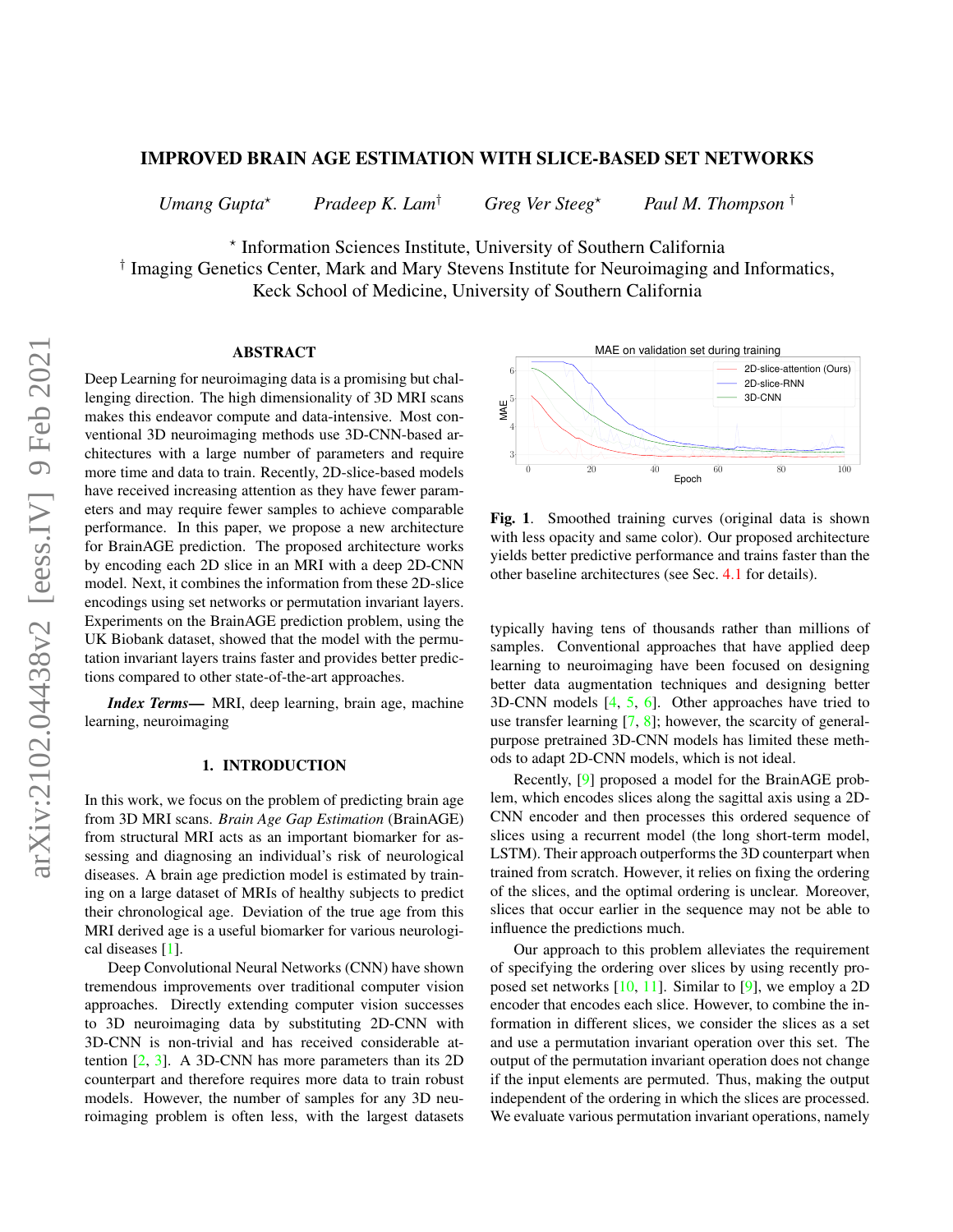# IMPROVED BRAIN AGE ESTIMATION WITH SLICE-BASED SET NETWORKS

*Umang Gupta*[⋆] *Pradeep K. Lam*[†] *Greg Ver Steeg*[⋆] *Paul M. Thompson*[†]

[⋆] Information Sciences Institute, University of Southern California
[†] Imaging Genetics Center, Mark and Mary Stevens Institute for Neuroimaging and Informatics, Keck School of Medicine, University of Southern California

## ABSTRACT

Deep Learning for neuroimaging data is a promising but challenging direction. The high dimensionality of 3D MRI scans makes this endeavor compute and data-intensive. Most conventional 3D neuroimaging methods use 3D-CNN-based architectures with a large number of parameters and require more time and data to train. Recently, 2D-slice-based models have received increasing attention as they have fewer parameters and may require fewer samples to achieve comparable performance. In this paper, we propose a new architecture for BrainAGE prediction. The proposed architecture works by encoding each 2D slice in an MRI with a deep 2D-CNN model. Next, it combines the information from these 2D-slice encodings using set networks or permutation invariant layers. Experiments on the BrainAGE prediction problem, using the UK Biobank dataset, showed that the model with the permutation invariant layers trains faster and provides better predictions compared to other state-of-the-art approaches.

***Index Terms*—** MRI, deep learning, brain age, machine learning, neuroimaging

## 1. INTRODUCTION

In this work, we focus on the problem of predicting brain age from 3D MRI scans. *Brain Age Gap Estimation* (BrainAGE) from structural MRI acts as an important biomarker for assessing and diagnosing an individual's risk of neurological diseases. A brain age prediction model is estimated by training on a large dataset of MRIs of healthy subjects to predict their chronological age. Deviation of the true age from this MRI derived age is a useful biomarker for various neurological diseases [1].

Deep Convolutional Neural Networks (CNN) have shown tremendous improvements over traditional computer vision approaches. Directly extending computer vision successes to 3D neuroimaging data by substituting 2D-CNN with 3D-CNN is non-trivial and has received considerable attention [2, 3]. A 3D-CNN has more parameters than its 2D counterpart and therefore requires more data to train robust models. However, the number of samples for any 3D neuroimaging problem is often less, with the largest datasets typically having tens of thousands rather than millions of samples. Conventional approaches that have applied deep learning to neuroimaging have been focused on designing better data augmentation techniques and designing better 3D-CNN models [4, 5, 6]. Other approaches have tried to use transfer learning [7, 8]; however, the scarcity of general-purpose pretrained 3D-CNN models has limited these methods to adapt 2D-CNN models, which is not ideal.

**Fig. 1**. Smoothed training curves (original data is shown with less opacity and same color). Our proposed architecture yields better predictive performance and trains faster than the other baseline architectures (see Sec. 4.1 for details).

Recently, [9] proposed a model for the BrainAGE problem, which encodes slices along the sagittal axis using a 2D-CNN encoder and then processes this ordered sequence of slices using a recurrent model (the long short-term model, LSTM). Their approach outperforms the 3D counterpart when trained from scratch. However, it relies on fixing the ordering of the slices, and the optimal ordering is unclear. Moreover, slices that occur earlier in the sequence may not be able to influence the predictions much.

Our approach to this problem alleviates the requirement of specifying the ordering over slices by using recently proposed set networks [10, 11]. Similar to [9], we employ a 2D encoder that encodes each slice. However, to combine the information in different slices, we consider the slices as a set and use a permutation invariant operation over this set. The output of the permutation invariant operation does not change if the input elements are permuted. Thus, making the output independent of the ordering in which the slices are processed. We evaluate various permutation invariant operations, namely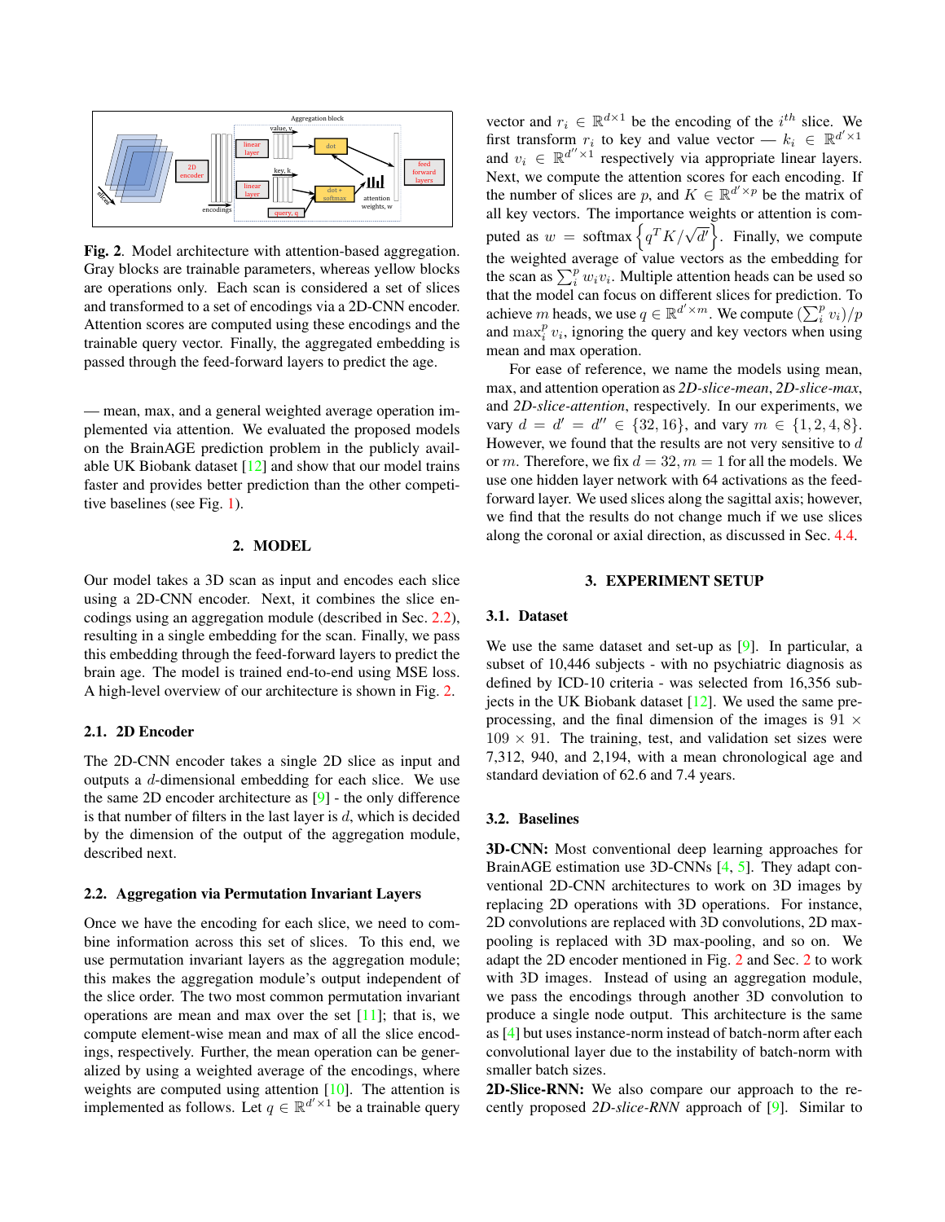**Fig. 2**. Model architecture with attention-based aggregation. Gray blocks are trainable parameters, whereas yellow blocks are operations only. Each scan is considered a set of slices and transformed to a set of encodings via a 2D-CNN encoder. Attention scores are computed using these encodings and the trainable query vector. Finally, the aggregated embedding is passed through the feed-forward layers to predict the age.

— mean, max, and a general weighted average operation implemented via attention. We evaluated the proposed models on the BrainAGE prediction problem in the publicly available UK Biobank dataset [12] and show that our model trains faster and provides better prediction than the other competitive baselines (see Fig. 1).

## 2. MODEL

Our model takes a 3D scan as input and encodes each slice using a 2D-CNN encoder. Next, it combines the slice encodings using an aggregation module (described in Sec. 2.2), resulting in a single embedding for the scan. Finally, we pass this embedding through the feed-forward layers to predict the brain age. The model is trained end-to-end using MSE loss. A high-level overview of our architecture is shown in Fig. 2.

### 2.1. 2D Encoder

The 2D-CNN encoder takes a single 2D slice as input and outputs a $d$-dimensional embedding for each slice. We use the same 2D encoder architecture as [9] - the only difference is that number of filters in the last layer is $d$, which is decided by the dimension of the output of the aggregation module, described next.

### 2.2. Aggregation via Permutation Invariant Layers

Once we have the encoding for each slice, we need to combine information across this set of slices. To this end, we use permutation invariant layers as the aggregation module; this makes the aggregation module's output independent of the slice order. The two most common permutation invariant operations are mean and max over the set [11]; that is, we compute element-wise mean and max of all the slice encodings, respectively. Further, the mean operation can be generalized by using a weighted average of the encodings, where weights are computed using attention [10]. The attention is implemented as follows. Let $q \in \mathbb{R}^{d' \times 1}$ be a trainable query vector and $r_i \in \mathbb{R}^{d \times 1}$ be the encoding of the $i^{th}$ slice. We first transform $r_i$ to key and value vector — $k_i \in \mathbb{R}^{d' \times 1}$ and $v_i \in \mathbb{R}^{d'' \times 1}$ respectively via appropriate linear layers. Next, we compute the attention scores for each encoding. If the number of slices are $p$, and $K \in \mathbb{R}^{d' \times p}$ be the matrix of all key vectors. The importance weights or attention is computed as $w = \text{softmax}\left\{q^T K / \sqrt{d'}\right\}$. Finally, we compute the weighted average of value vectors as the embedding for the scan as $\sum_i^p w_i v_i$. Multiple attention heads can be used so that the model can focus on different slices for prediction. To achieve $m$ heads, we use $q \in \mathbb{R}^{d' \times m}$. We compute $(\sum_i^p v_i)/p$ and $\max_i^p v_i$, ignoring the query and key vectors when using mean and max operation.

For ease of reference, we name the models using mean, max, and attention operation as *2D-slice-mean*, *2D-slice-max*, and *2D-slice-attention*, respectively. In our experiments, we vary $d = d' = d'' \in \{32, 16\}$, and vary $m \in \{1, 2, 4, 8\}$. However, we found that the results are not very sensitive to $d$ or $m$. Therefore, we fix $d = 32, m = 1$ for all the models. We use one hidden layer network with 64 activations as the feed-forward layer. We used slices along the sagittal axis; however, we find that the results do not change much if we use slices along the coronal or axial direction, as discussed in Sec. 4.4.

## 3. EXPERIMENT SETUP

### 3.1. Dataset

We use the same dataset and set-up as [9]. In particular, a subset of 10,446 subjects - with no psychiatric diagnosis as defined by ICD-10 criteria - was selected from 16,356 subjects in the UK Biobank dataset [12]. We used the same preprocessing, and the final dimension of the images is $91 \times 109 \times 91$. The training, test, and validation set sizes were 7,312, 940, and 2,194, with a mean chronological age and standard deviation of 62.6 and 7.4 years.

### 3.2. Baselines

**3D-CNN:** Most conventional deep learning approaches for BrainAGE estimation use 3D-CNNs [4, 5]. They adapt conventional 2D-CNN architectures to work on 3D images by replacing 2D operations with 3D operations. For instance, 2D convolutions are replaced with 3D convolutions, 2D max-pooling is replaced with 3D max-pooling, and so on. We adapt the 2D encoder mentioned in Fig. 2 and Sec. 2 to work with 3D images. Instead of using an aggregation module, we pass the encodings through another 3D convolution to produce a single node output. This architecture is the same as [4] but uses instance-norm instead of batch-norm after each convolutional layer due to the instability of batch-norm with smaller batch sizes.

**2D-Slice-RNN:** We also compare our approach to the recently proposed *2D-slice-RNN* approach of [9]. Similar to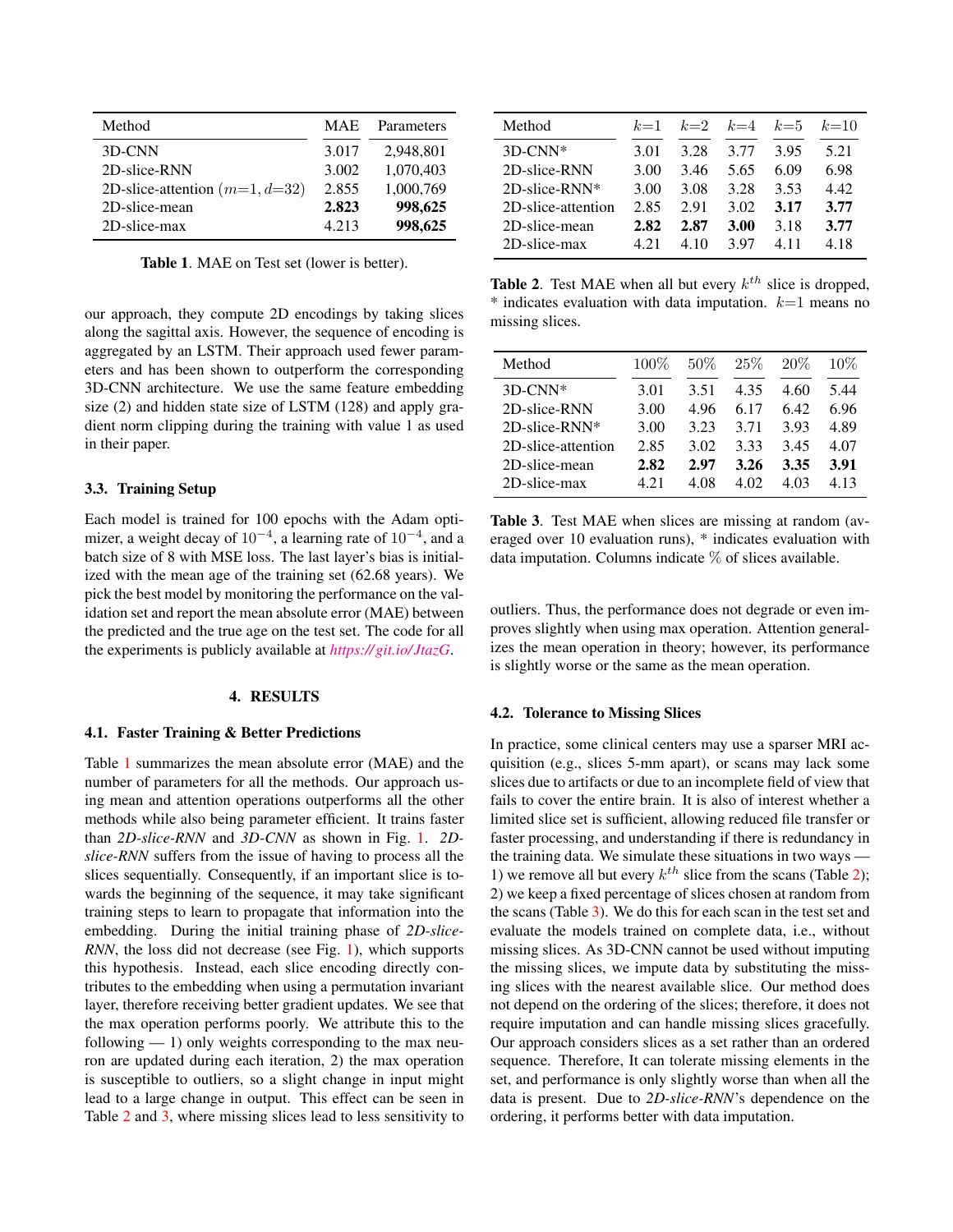| Method | MAE | Parameters |
|---|---|---|
| 3D-CNN | 3.017 | 2,948,801 |
| 2D-slice-RNN | 3.002 | 1,070,403 |
| 2D-slice-attention ($m$=1, $d$=32) | 2.855 | 1,000,769 |
| 2D-slice-mean | **2.823** | **998,625** |
| 2D-slice-max | 4.213 | **998,625** |

**Table 1**. MAE on Test set (lower is better).

our approach, they compute 2D encodings by taking slices along the sagittal axis. However, the sequence of encoding is aggregated by an LSTM. Their approach used fewer parameters and has been shown to outperform the corresponding 3D-CNN architecture. We use the same feature embedding size (2) and hidden state size of LSTM (128) and apply gradient norm clipping during the training with value 1 as used in their paper.

### 3.3. Training Setup

Each model is trained for 100 epochs with the Adam optimizer, a weight decay of $10^{-4}$, a learning rate of $10^{-4}$, and a batch size of 8 with MSE loss. The last layer's bias is initialized with the mean age of the training set (62.68 years). We pick the best model by monitoring the performance on the validation set and report the mean absolute error (MAE) between the predicted and the true age on the test set. The code for all the experiments is publicly available at *https://git.io/JtazG*.

## 4. RESULTS

### 4.1. Faster Training & Better Predictions

Table 1 summarizes the mean absolute error (MAE) and the number of parameters for all the methods. Our approach using mean and attention operations outperforms all the other methods while also being parameter efficient. It trains faster than *2D-slice-RNN* and *3D-CNN* as shown in Fig. 1. *2D-slice-RNN* suffers from the issue of having to process all the slices sequentially. Consequently, if an important slice is towards the beginning of the sequence, it may take significant training steps to learn to propagate that information into the embedding. During the initial training phase of *2D-slice-RNN*, the loss did not decrease (see Fig. 1), which supports this hypothesis. Instead, each slice encoding directly contributes to the embedding when using a permutation invariant layer, therefore receiving better gradient updates. We see that the max operation performs poorly. We attribute this to the following — 1) only weights corresponding to the max neuron are updated during each iteration, 2) the max operation is susceptible to outliers, so a slight change in input might lead to a large change in output. This effect can be seen in Table 2 and 3, where missing slices lead to less sensitivity to outliers. Thus, the performance does not degrade or even improves slightly when using max operation. Attention generalizes the mean operation in theory; however, its performance is slightly worse or the same as the mean operation.

| Method | $k$=1 | $k$=2 | $k$=4 | $k$=5 | $k$=10 |
|---|---|---|---|---|---|
| 3D-CNN* | 3.01 | 3.28 | 3.77 | 3.95 | 5.21 |
| 2D-slice-RNN | 3.00 | 3.46 | 5.65 | 6.09 | 6.98 |
| 2D-slice-RNN* | 3.00 | 3.08 | 3.28 | 3.53 | 4.42 |
| 2D-slice-attention | 2.85 | 2.91 | 3.02 | **3.17** | **3.77** |
| 2D-slice-mean | **2.82** | **2.87** | **3.00** | 3.18 | **3.77** |
| 2D-slice-max | 4.21 | 4.10 | 3.97 | 4.11 | 4.18 |

**Table 2**. Test MAE when all but every $k^{th}$ slice is dropped, * indicates evaluation with data imputation. $k$=1 means no missing slices.

| Method | 100% | 50% | 25% | 20% | 10% |
|---|---|---|---|---|---|
| 3D-CNN* | 3.01 | 3.51 | 4.35 | 4.60 | 5.44 |
| 2D-slice-RNN | 3.00 | 4.96 | 6.17 | 6.42 | 6.96 |
| 2D-slice-RNN* | 3.00 | 3.23 | 3.71 | 3.93 | 4.89 |
| 2D-slice-attention | 2.85 | 3.02 | 3.33 | 3.45 | 4.07 |
| 2D-slice-mean | **2.82** | **2.97** | **3.26** | **3.35** | **3.91** |
| 2D-slice-max | 4.21 | 4.08 | 4.02 | 4.03 | 4.13 |

**Table 3**. Test MAE when slices are missing at random (averaged over 10 evaluation runs), * indicates evaluation with data imputation. Columns indicate % of slices available.

### 4.2. Tolerance to Missing Slices

In practice, some clinical centers may use a sparser MRI acquisition (e.g., slices 5-mm apart), or scans may lack some slices due to artifacts or due to an incomplete field of view that fails to cover the entire brain. It is also of interest whether a limited slice set is sufficient, allowing reduced file transfer or faster processing, and understanding if there is redundancy in the training data. We simulate these situations in two ways — 1) we remove all but every $k^{th}$ slice from the scans (Table 2); 2) we keep a fixed percentage of slices chosen at random from the scans (Table 3). We do this for each scan in the test set and evaluate the models trained on complete data, i.e., without missing slices. As 3D-CNN cannot be used without imputing the missing slices, we impute data by substituting the missing slices with the nearest available slice. Our method does not depend on the ordering of the slices; therefore, it does not require imputation and can handle missing slices gracefully. Our approach considers slices as a set rather than an ordered sequence. Therefore, It can tolerate missing elements in the set, and performance is only slightly worse than when all the data is present. Due to *2D-slice-RNN*'s dependence on the ordering, it performs better with data imputation.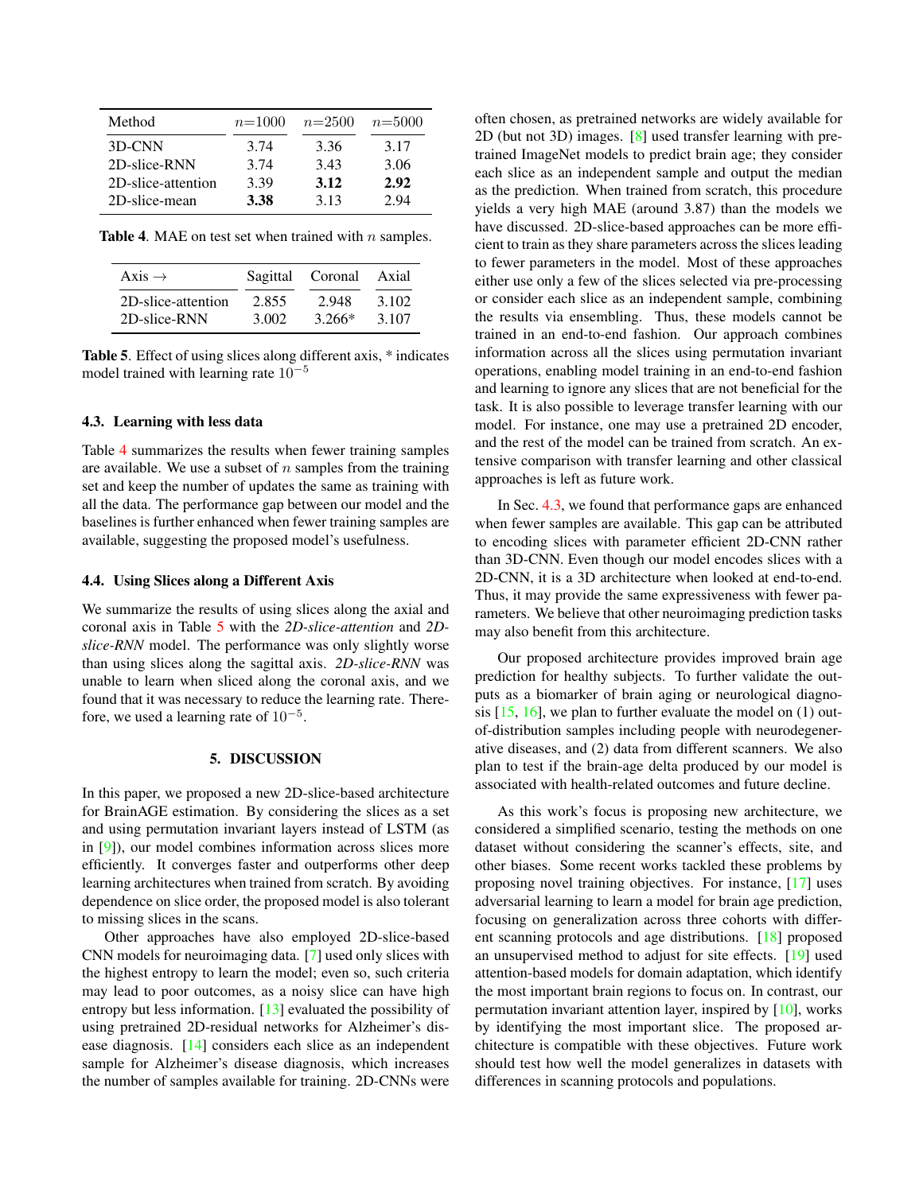| Method | $n$=1000 | $n$=2500 | $n$=5000 |
|---|---|---|---|
| 3D-CNN | 3.74 | 3.36 | 3.17 |
| 2D-slice-RNN | 3.74 | 3.43 | 3.06 |
| 2D-slice-attention | 3.39 | **3.12** | **2.92** |
| 2D-slice-mean | **3.38** | 3.13 | 2.94 |

**Table 4**. MAE on test set when trained with $n$ samples.

| Axis → | Sagittal | Coronal | Axial |
|---|---|---|---|
| 2D-slice-attention | 2.855 | 2.948 | 3.102 |
| 2D-slice-RNN | 3.002 | 3.266* | 3.107 |

**Table 5**. Effect of using slices along different axis, * indicates model trained with learning rate $10^{-5}$

### 4.3. Learning with less data

Table 4 summarizes the results when fewer training samples are available. We use a subset of $n$ samples from the training set and keep the number of updates the same as training with all the data. The performance gap between our model and the baselines is further enhanced when fewer training samples are available, suggesting the proposed model's usefulness.

### 4.4. Using Slices along a Different Axis

We summarize the results of using slices along the axial and coronal axis in Table 5 with the *2D-slice-attention* and *2D-slice-RNN* model. The performance was only slightly worse than using slices along the sagittal axis. *2D-slice-RNN* was unable to learn when sliced along the coronal axis, and we found that it was necessary to reduce the learning rate. Therefore, we used a learning rate of $10^{-5}$.

## 5. DISCUSSION

In this paper, we proposed a new 2D-slice-based architecture for BrainAGE estimation. By considering the slices as a set and using permutation invariant layers instead of LSTM (as in [9]), our model combines information across slices more efficiently. It converges faster and outperforms other deep learning architectures when trained from scratch. By avoiding dependence on slice order, the proposed model is also tolerant to missing slices in the scans.

Other approaches have also employed 2D-slice-based CNN models for neuroimaging data. [7] used only slices with the highest entropy to learn the model; even so, such criteria may lead to poor outcomes, as a noisy slice can have high entropy but less information. [13] evaluated the possibility of using pretrained 2D-residual networks for Alzheimer's disease diagnosis. [14] considers each slice as an independent sample for Alzheimer's disease diagnosis, which increases the number of samples available for training. 2D-CNNs were often chosen, as pretrained networks are widely available for 2D (but not 3D) images. [8] used transfer learning with pretrained ImageNet models to predict brain age; they consider each slice as an independent sample and output the median as the prediction. When trained from scratch, this procedure yields a very high MAE (around 3.87) than the models we have discussed. 2D-slice-based approaches can be more efficient to train as they share parameters across the slices leading to fewer parameters in the model. Most of these approaches either use only a few of the slices selected via pre-processing or consider each slice as an independent sample, combining the results via ensembling. Thus, these models cannot be trained in an end-to-end fashion. Our approach combines information across all the slices using permutation invariant operations, enabling model training in an end-to-end fashion and learning to ignore any slices that are not beneficial for the task. It is also possible to leverage transfer learning with our model. For instance, one may use a pretrained 2D encoder, and the rest of the model can be trained from scratch. An extensive comparison with transfer learning and other classical approaches is left as future work.

In Sec. 4.3, we found that performance gaps are enhanced when fewer samples are available. This gap can be attributed to encoding slices with parameter efficient 2D-CNN rather than 3D-CNN. Even though our model encodes slices with a 2D-CNN, it is a 3D architecture when looked at end-to-end. Thus, it may provide the same expressiveness with fewer parameters. We believe that other neuroimaging prediction tasks may also benefit from this architecture.

Our proposed architecture provides improved brain age prediction for healthy subjects. To further validate the outputs as a biomarker of brain aging or neurological diagnosis [15, 16], we plan to further evaluate the model on (1) out-of-distribution samples including people with neurodegenerative diseases, and (2) data from different scanners. We also plan to test if the brain-age delta produced by our model is associated with health-related outcomes and future decline.

As this work's focus is proposing new architecture, we considered a simplified scenario, testing the methods on one dataset without considering the scanner's effects, site, and other biases. Some recent works tackled these problems by proposing novel training objectives. For instance, [17] uses adversarial learning to learn a model for brain age prediction, focusing on generalization across three cohorts with different scanning protocols and age distributions. [18] proposed an unsupervised method to adjust for site effects. [19] used attention-based models for domain adaptation, which identify the most important brain regions to focus on. In contrast, our permutation invariant attention layer, inspired by [10], works by identifying the most important slice. The proposed architecture is compatible with these objectives. Future work should test how well the model generalizes in datasets with differences in scanning protocols and populations.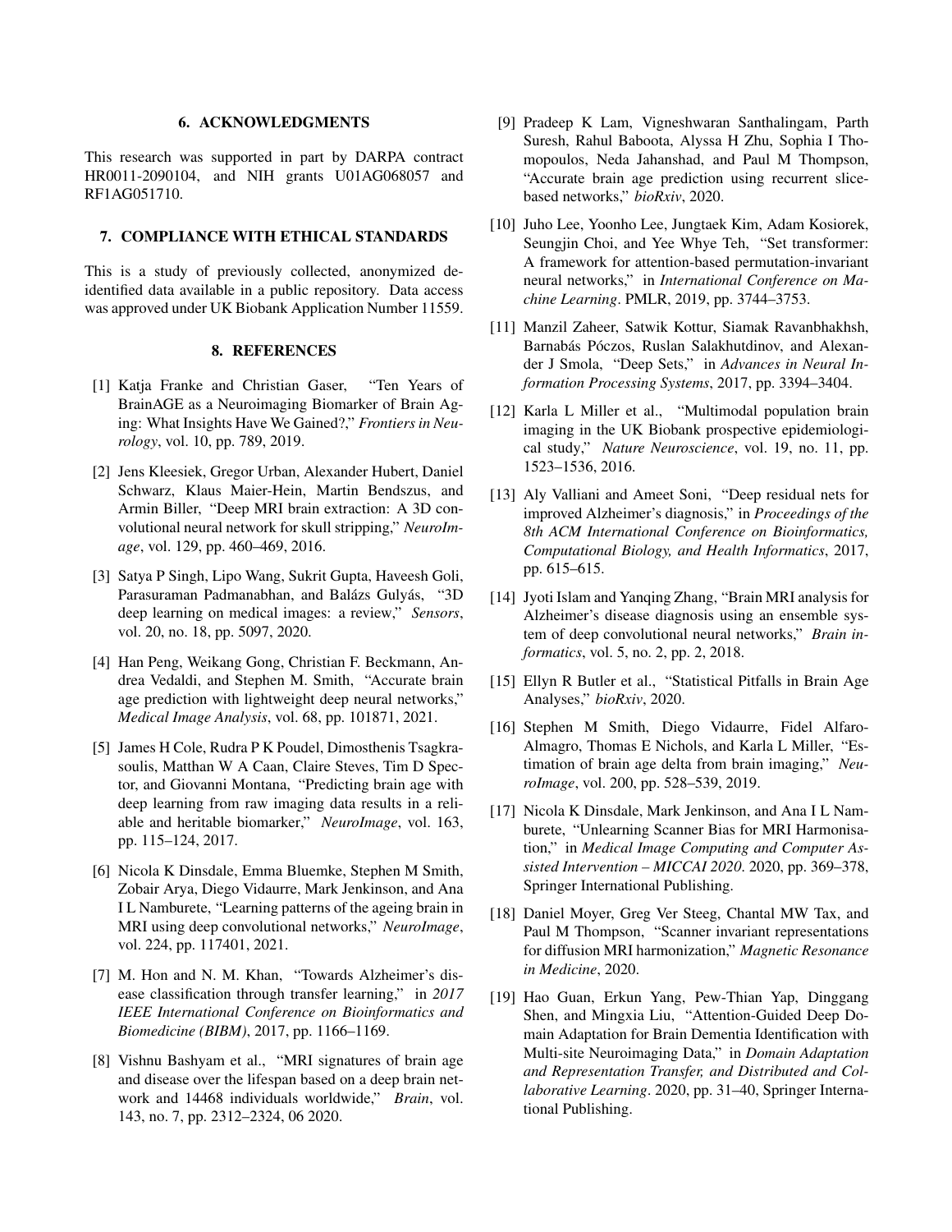## 6. ACKNOWLEDGMENTS

This research was supported in part by DARPA contract HR0011-2090104, and NIH grants U01AG068057 and RF1AG051710.

## 7. COMPLIANCE WITH ETHICAL STANDARDS

This is a study of previously collected, anonymized de-identified data available in a public repository. Data access was approved under UK Biobank Application Number 11559.

## 8. REFERENCES

[1] Katja Franke and Christian Gaser, "Ten Years of BrainAGE as a Neuroimaging Biomarker of Brain Aging: What Insights Have We Gained?," *Frontiers in Neurology*, vol. 10, pp. 789, 2019.

[2] Jens Kleesiek, Gregor Urban, Alexander Hubert, Daniel Schwarz, Klaus Maier-Hein, Martin Bendszus, and Armin Biller, "Deep MRI brain extraction: A 3D convolutional neural network for skull stripping," *NeuroImage*, vol. 129, pp. 460–469, 2016.

[3] Satya P Singh, Lipo Wang, Sukrit Gupta, Haveesh Goli, Parasuraman Padmanabhan, and Balázs Gulyás, "3D deep learning on medical images: a review," *Sensors*, vol. 20, no. 18, pp. 5097, 2020.

[4] Han Peng, Weikang Gong, Christian F. Beckmann, Andrea Vedaldi, and Stephen M. Smith, "Accurate brain age prediction with lightweight deep neural networks," *Medical Image Analysis*, vol. 68, pp. 101871, 2021.

[5] James H Cole, Rudra P K Poudel, Dimosthenis Tsagkrasoulis, Matthan W A Caan, Claire Steves, Tim D Spector, and Giovanni Montana, "Predicting brain age with deep learning from raw imaging data results in a reliable and heritable biomarker," *NeuroImage*, vol. 163, pp. 115–124, 2017.

[6] Nicola K Dinsdale, Emma Bluemke, Stephen M Smith, Zobair Arya, Diego Vidaurre, Mark Jenkinson, and Ana I L Namburete, "Learning patterns of the ageing brain in MRI using deep convolutional networks," *NeuroImage*, vol. 224, pp. 117401, 2021.

[7] M. Hon and N. M. Khan, "Towards Alzheimer's disease classification through transfer learning," in *2017 IEEE International Conference on Bioinformatics and Biomedicine (BIBM)*, 2017, pp. 1166–1169.

[8] Vishnu Bashyam et al., "MRI signatures of brain age and disease over the lifespan based on a deep brain network and 14468 individuals worldwide," *Brain*, vol. 143, no. 7, pp. 2312–2324, 06 2020.

[9] Pradeep K Lam, Vigneshwaran Santhalingam, Parth Suresh, Rahul Baboota, Alyssa H Zhu, Sophia I Thomopoulos, Neda Jahanshad, and Paul M Thompson, "Accurate brain age prediction using recurrent slice-based networks," *bioRxiv*, 2020.

[10] Juho Lee, Yoonho Lee, Jungtaek Kim, Adam Kosiorek, Seungjin Choi, and Yee Whye Teh, "Set transformer: A framework for attention-based permutation-invariant neural networks," in *International Conference on Machine Learning*. PMLR, 2019, pp. 3744–3753.

[11] Manzil Zaheer, Satwik Kottur, Siamak Ravanbhakhsh, Barnabás Póczos, Ruslan Salakhutdinov, and Alexander J Smola, "Deep Sets," in *Advances in Neural Information Processing Systems*, 2017, pp. 3394–3404.

[12] Karla L Miller et al., "Multimodal population brain imaging in the UK Biobank prospective epidemiological study," *Nature Neuroscience*, vol. 19, no. 11, pp. 1523–1536, 2016.

[13] Aly Valliani and Ameet Soni, "Deep residual nets for improved Alzheimer's diagnosis," in *Proceedings of the 8th ACM International Conference on Bioinformatics, Computational Biology, and Health Informatics*, 2017, pp. 615–615.

[14] Jyoti Islam and Yanqing Zhang, "Brain MRI analysis for Alzheimer's disease diagnosis using an ensemble system of deep convolutional neural networks," *Brain informatics*, vol. 5, no. 2, pp. 2, 2018.

[15] Ellyn R Butler et al., "Statistical Pitfalls in Brain Age Analyses," *bioRxiv*, 2020.

[16] Stephen M Smith, Diego Vidaurre, Fidel Alfaro-Almagro, Thomas E Nichols, and Karla L Miller, "Estimation of brain age delta from brain imaging," *NeuroImage*, vol. 200, pp. 528–539, 2019.

[17] Nicola K Dinsdale, Mark Jenkinson, and Ana I L Namburete, "Unlearning Scanner Bias for MRI Harmonisation," in *Medical Image Computing and Computer Assisted Intervention – MICCAI 2020*. 2020, pp. 369–378, Springer International Publishing.

[18] Daniel Moyer, Greg Ver Steeg, Chantal MW Tax, and Paul M Thompson, "Scanner invariant representations for diffusion MRI harmonization," *Magnetic Resonance in Medicine*, 2020.

[19] Hao Guan, Erkun Yang, Pew-Thian Yap, Dinggang Shen, and Mingxia Liu, "Attention-Guided Deep Domain Adaptation for Brain Dementia Identification with Multi-site Neuroimaging Data," in *Domain Adaptation and Representation Transfer, and Distributed and Collaborative Learning*. 2020, pp. 31–40, Springer International Publishing.